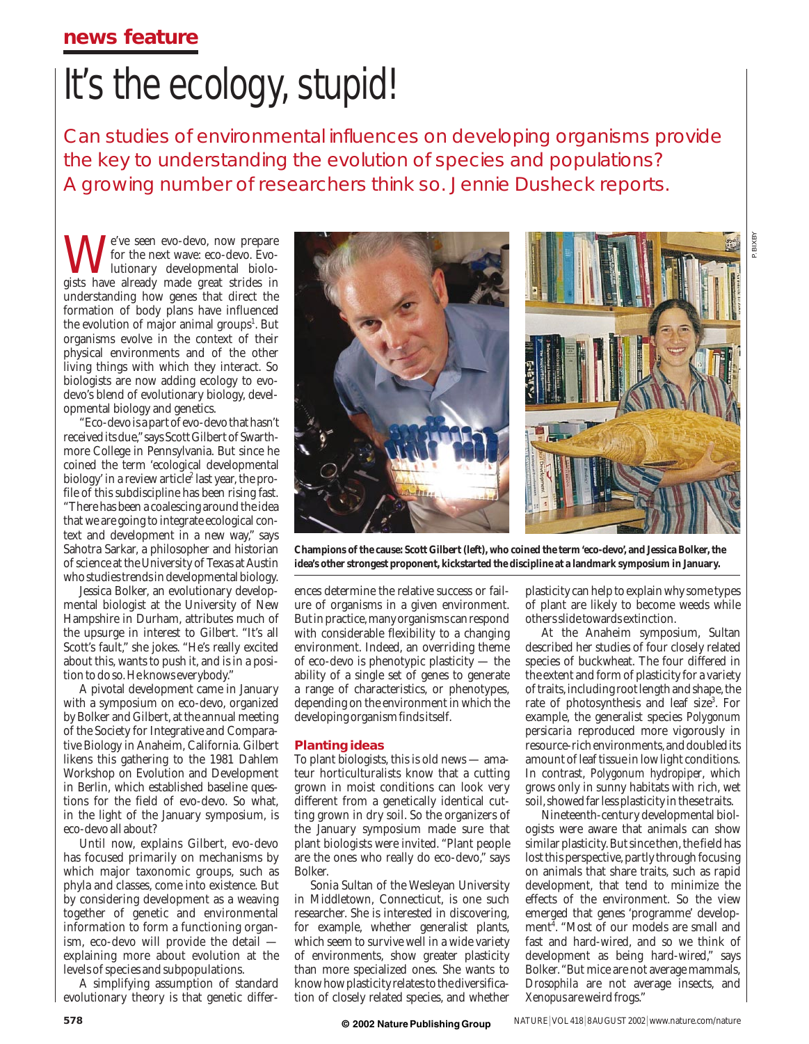news feature

# It's the ecology, stupid!

Can studies of environmental influences on developing organisms provide the key to understanding the evolution of species and populations? A growing number of researchers think so. Jennie Dusheck reports.

We've seen evo-devo, now prepare for the next wave: eco-devo. Evolutionary developmental biologists have already made great strides in understanding how genes that direct the formation of body plans have influenced the evolution of major animal groups[1]. But organisms evolve in the context of their physical environments and of the other living things with which they interact. So biologists are now adding ecology to evo-devo's blend of evolutionary biology, developmental biology and genetics.

"Eco-devo is a part of evo-devo that hasn't received its due," says Scott Gilbert of Swarthmore College in Pennsylvania. But since he coined the term 'ecological developmental biology' in a review article[2] last year, the profile of this subdiscipline has been rising fast. "There has been a coalescing around the idea that we are going to integrate ecological context and development in a new way," says Sahotra Sarkar, a philosopher and historian of science at the University of Texas at Austin who studies trends in developmental biology.

Jessica Bolker, an evolutionary developmental biologist at the University of New Hampshire in Durham, attributes much of the upsurge in interest to Gilbert. "It's all Scott's fault," she jokes. "He's really excited about this, wants to push it, and is in a position to do so. He knows everybody."

A pivotal development came in January with a symposium on eco-devo, organized by Bolker and Gilbert, at the annual meeting of the Society for Integrative and Comparative Biology in Anaheim, California. Gilbert likens this gathering to the 1981 Dahlem Workshop on Evolution and Development in Berlin, which established baseline questions for the field of evo-devo. So what, in the light of the January symposium, is eco-devo all about?

Until now, explains Gilbert, evo-devo has focused primarily on mechanisms by which major taxonomic groups, such as phyla and classes, come into existence. But by considering development as a weaving together of genetic and environmental information to form a functioning organism, eco-devo will provide the detail — explaining more about evolution at the levels of species and subpopulations.

A simplifying assumption of standard evolutionary theory is that genetic differences determine the relative success or failure of organisms in a given environment. But in practice, many organisms can respond with considerable flexibility to a changing environment. Indeed, an overriding theme of eco-devo is phenotypic plasticity — the ability of a single set of genes to generate a range of characteristics, or phenotypes, depending on the environment in which the developing organism finds itself.

**Champions of the cause: Scott Gilbert (left), who coined the term 'eco-devo', and Jessica Bolker, the idea's other strongest proponent, kickstarted the discipline at a landmark symposium in January.**

P. BIXBY

## Planting ideas

To plant biologists, this is old news — amateur horticulturalists know that a cutting grown in moist conditions can look very different from a genetically identical cutting grown in dry soil. So the organizers of the January symposium made sure that plant biologists were invited. "Plant people are the ones who really do eco-devo," says Bolker.

Sonia Sultan of the Wesleyan University in Middletown, Connecticut, is one such researcher. She is interested in discovering, for example, whether generalist plants, which seem to survive well in a wide variety of environments, show greater plasticity than more specialized ones. She wants to know how plasticity relates to the diversification of closely related species, and whether plasticity can help to explain why some types of plant are likely to become weeds while others slide towards extinction.

At the Anaheim symposium, Sultan described her studies of four closely related species of buckwheat. The four differed in the extent and form of plasticity for a variety of traits, including root length and shape, the rate of photosynthesis and leaf size[3]. For example, the generalist species *Polygonum persicaria* reproduced more vigorously in resource-rich environments, and doubled its amount of leaf tissue in low light conditions. In contrast, *Polygonum hydropiper*, which grows only in sunny habitats with rich, wet soil, showed far less plasticity in these traits.

Nineteenth-century developmental biologists were aware that animals can show similar plasticity. But since then, the field has lost this perspective, partly through focusing on animals that share traits, such as rapid development, that tend to minimize the effects of the environment. So the view emerged that genes 'programme' development[4]. "Most of our models are small and fast and hard-wired, and so we think of development as being hard-wired," says Bolker. "But mice are not average mammals, *Drosophila* are not average insects, and *Xenopus* are weird frogs."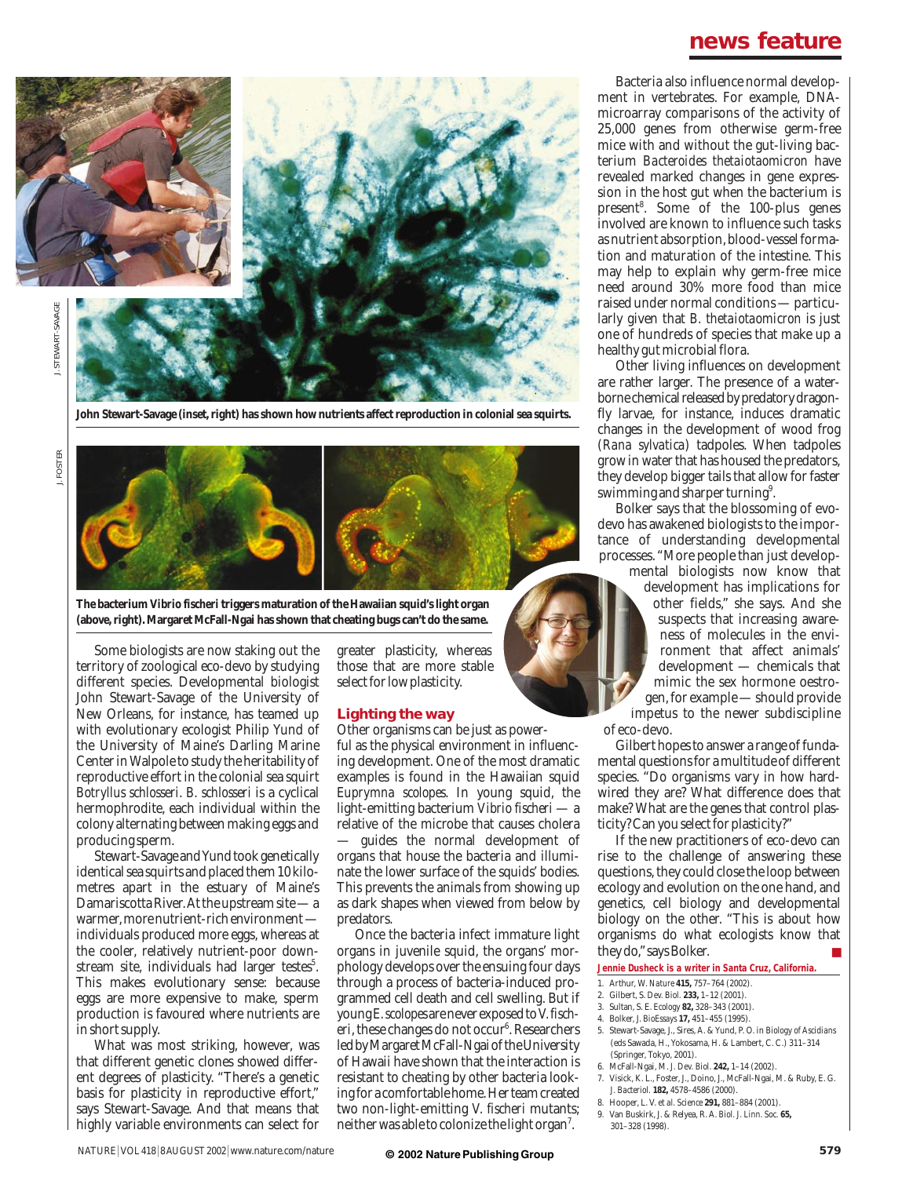John Stewart-Savage (inset, right) has shown how nutrients affect reproduction in colonial sea squirts.

The bacterium *Vibrio fischeri* triggers maturation of the Hawaiian squid's light organ (above, right). Margaret McFall-Ngai has shown that cheating bugs can't do the same.

Some biologists are now staking out the territory of zoological eco-devo by studying different species. Developmental biologist John Stewart-Savage of the University of New Orleans, for instance, has teamed up with evolutionary ecologist Philip Yund of the University of Maine's Darling Marine Center in Walpole to study the heritability of reproductive effort in the colonial sea squirt *Botryllus schlosseri*. *B. schlosseri* is a cyclical hermaphrodite, each individual within the colony alternating between making eggs and producing sperm.

Stewart-Savage and Yund took genetically identical sea squirts and placed them 10 kilometres apart in the estuary of Maine's Damariscotta River. At the upstream site — a warmer, more nutrient-rich environment — individuals produced more eggs, whereas at the cooler, relatively nutrient-poor downstream site, individuals had larger testes[5]. This makes evolutionary sense: because eggs are more expensive to make, sperm production is favoured where nutrients are in short supply.

What was most striking, however, was that different genetic clones showed different degrees of plasticity. "There's a genetic basis for plasticity in reproductive effort," says Stewart-Savage. And that means that highly variable environments can select for greater plasticity, whereas those that are more stable select for low plasticity.

### Lighting the way

Other organisms can be just as powerful as the physical environment in influencing development. One of the most dramatic examples is found in the Hawaiian squid *Euprymna scolopes*. In young squid, the light-emitting bacterium *Vibrio fischeri* — a relative of the microbe that causes cholera — guides the normal development of organs that house the bacteria and illuminate the lower surface of the squids' bodies. This prevents the animals from showing up as dark shapes when viewed from below by predators.

Once the bacteria infect immature light organs in juvenile squid, the organs' morphology develops over the ensuing four days through a process of bacteria-induced programmed cell death and cell swelling. But if young *E. scolopes* are never exposed to *V. fischeri*, these changes do not occur[6]. Researchers led by Margaret McFall-Ngai of the University of Hawaii have shown that the interaction is resistant to cheating by other bacteria looking for a comfortable home. Her team created two non-light-emitting *V. fischeri* mutants; neither was able to colonize the light organ[7].

Bacteria also influence normal development in vertebrates. For example, DNA-microarray comparisons of the activity of 25,000 genes from otherwise germ-free mice with and without the gut-living bacterium *Bacteroides thetaiotaomicron* have revealed marked changes in gene expression in the host gut when the bacterium is present[8]. Some of the 100-plus genes involved are known to influence such tasks as nutrient absorption, blood-vessel formation and maturation of the intestine. This may help to explain why germ-free mice need around 30% more food than mice raised under normal conditions — particularly given that *B. thetaiotaomicron* is just one of hundreds of species that make up a healthy gut microbial flora.

Other living influences on development are rather larger. The presence of a waterborne chemical released by predatory dragonfly larvae, for instance, induces dramatic changes in the development of wood frog (*Rana sylvatica*) tadpoles. When tadpoles grow in water that has housed the predators, they develop bigger tails that allow for faster swimming and sharper turning[9].

Bolker says that the blossoming of evo-devo has awakened biologists to the importance of understanding developmental processes. "More people than just developmental biologists now know that development has implications for other fields," she says. And she suspects that increasing awareness of molecules in the environment that affect animals' development — chemicals that mimic the sex hormone oestrogen, for example — should provide impetus to the newer subdiscipline of eco-devo.

Gilbert hopes to answer a range of fundamental questions for a multitude of different species. "Do organisms vary in how hardwired they are? What difference does that make? What are the genes that control plasticity? Can you select for plasticity?"

If the new practitioners of eco-devo can rise to the challenge of answering these questions, they could close the loop between ecology and evolution on the one hand, and genetics, cell biology and developmental biology on the other. "This is about how organisms do what ecologists know that they do," says Bolker. ■

**Jennie Dusheck is a writer in Santa Cruz, California.**

1. Arthur, W. *Nature* **415,** 757–764 (2002).
2. Gilbert, S. *Dev. Biol.* **233,** 1–12 (2001).
3. Sultan, S. E. *Ecology* **82,** 328–343 (2001).
4. Bolker, J. *BioEssays* **17,** 451–455 (1995).
5. Stewart-Savage, J., Sires, A. & Yund, P. O. in *Biology of Ascidians* (eds Sawada, H., Yokosama, H. & Lambert, C. C.) 311–314 (Springer, Tokyo, 2001).
6. McFall-Ngai, M. *J. Dev. Biol.* **242,** 1–14 (2002).
7. Visick, K. L., Foster, J., Doino, J., McFall-Ngai, M. & Ruby, E. G. *J. Bacteriol.* **182,** 4578–4586 (2000).
8. Hooper, L. V. *et al. Science* **291,** 881–884 (2001).
9. Van Buskirk, J. & Relyea, R. A. *Biol. J. Linn. Soc.* **65,** 301–328 (1998).